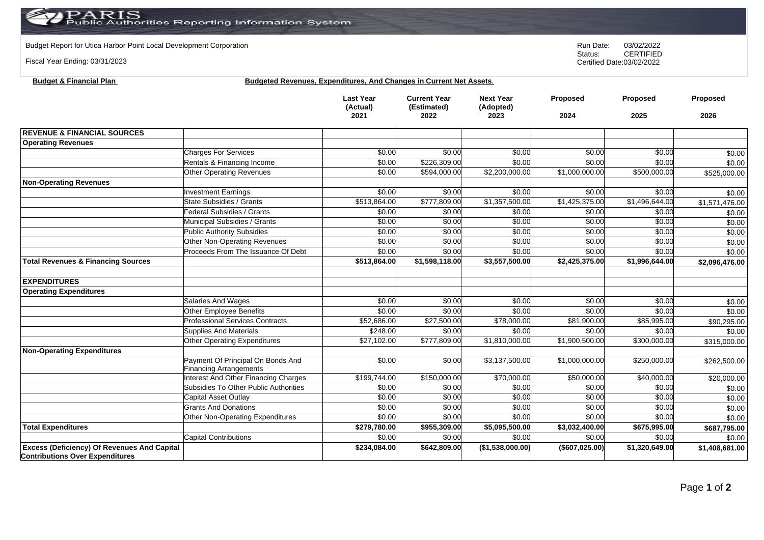PARIS Public Authorities Reporting Information System

Budget Report for Utica Harbor Point Local Development Corporation

Fiscal Year Ending: 03/31/2023

Run Date: 03/02/2022
Status: CERTIFIED
Certified Date:03/02/2022

**Budget & Financial Plan** **Budgeted Revenues, Expenditures, And Changes in Current Net Assets.**

| | | Last Year (Actual) 2021 | Current Year (Estimated) 2022 | Next Year (Adopted) 2023 | Proposed 2024 | Proposed 2025 | Proposed 2026 |
|---|---|---|---|---|---|---|---|
| **REVENUE & FINANCIAL SOURCES** | | | | | | | |
| **Operating Revenues** | | | | | | | |
| | Charges For Services | $0.00 | $0.00 | $0.00 | $0.00 | $0.00 | $0.00 |
| | Rentals & Financing Income | $0.00 | $226,309.00 | $0.00 | $0.00 | $0.00 | $0.00 |
| | Other Operating Revenues | $0.00 | $594,000.00 | $2,200,000.00 | $1,000,000.00 | $500,000.00 | $525,000.00 |
| **Non-Operating Revenues** | | | | | | | |
| | Investment Earnings | $0.00 | $0.00 | $0.00 | $0.00 | $0.00 | $0.00 |
| | State Subsidies / Grants | $513,864.00 | $777,809.00 | $1,357,500.00 | $1,425,375.00 | $1,496,644.00 | $1,571,476.00 |
| | Federal Subsidies / Grants | $0.00 | $0.00 | $0.00 | $0.00 | $0.00 | $0.00 |
| | Municipal Subsidies / Grants | $0.00 | $0.00 | $0.00 | $0.00 | $0.00 | $0.00 |
| | Public Authority Subsidies | $0.00 | $0.00 | $0.00 | $0.00 | $0.00 | $0.00 |
| | Other Non-Operating Revenues | $0.00 | $0.00 | $0.00 | $0.00 | $0.00 | $0.00 |
| | Proceeds From The Issuance Of Debt | $0.00 | $0.00 | $0.00 | $0.00 | $0.00 | $0.00 |
| **Total Revenues & Financing Sources** | | **$513,864.00** | **$1,598,118.00** | **$3,557,500.00** | **$2,425,375.00** | **$1,996,644.00** | **$2,096,476.00** |
| | | | | | | | |
| **EXPENDITURES** | | | | | | | |
| **Operating Expenditures** | | | | | | | |
| | Salaries And Wages | $0.00 | $0.00 | $0.00 | $0.00 | $0.00 | $0.00 |
| | Other Employee Benefits | $0.00 | $0.00 | $0.00 | $0.00 | $0.00 | $0.00 |
| | Professional Services Contracts | $52,686.00 | $27,500.00 | $78,000.00 | $81,900.00 | $85,995.00 | $90,295.00 |
| | Supplies And Materials | $248.00 | $0.00 | $0.00 | $0.00 | $0.00 | $0.00 |
| | Other Operating Expenditures | $27,102.00 | $777,809.00 | $1,810,000.00 | $1,900,500.00 | $300,000.00 | $315,000.00 |
| **Non-Operating Expenditures** | | | | | | | |
| | Payment Of Principal On Bonds And Financing Arrangements | $0.00 | $0.00 | $3,137,500.00 | $1,000,000.00 | $250,000.00 | $262,500.00 |
| | Interest And Other Financing Charges | $199,744.00 | $150,000.00 | $70,000.00 | $50,000.00 | $40,000.00 | $20,000.00 |
| | Subsidies To Other Public Authorities | $0.00 | $0.00 | $0.00 | $0.00 | $0.00 | $0.00 |
| | Capital Asset Outlay | $0.00 | $0.00 | $0.00 | $0.00 | $0.00 | $0.00 |
| | Grants And Donations | $0.00 | $0.00 | $0.00 | $0.00 | $0.00 | $0.00 |
| | Other Non-Operating Expenditures | $0.00 | $0.00 | $0.00 | $0.00 | $0.00 | $0.00 |
| **Total Expenditures** | | **$279,780.00** | **$955,309.00** | **$5,095,500.00** | **$3,032,400.00** | **$675,995.00** | **$687,795.00** |
| | Capital Contributions | $0.00 | $0.00 | $0.00 | $0.00 | $0.00 | $0.00 |
| **Excess (Deficiency) Of Revenues And Capital Contributions Over Expenditures** | | **$234,084.00** | **$642,809.00** | **($1,538,000.00)** | **($607,025.00)** | **$1,320,649.00** | **$1,408,681.00** |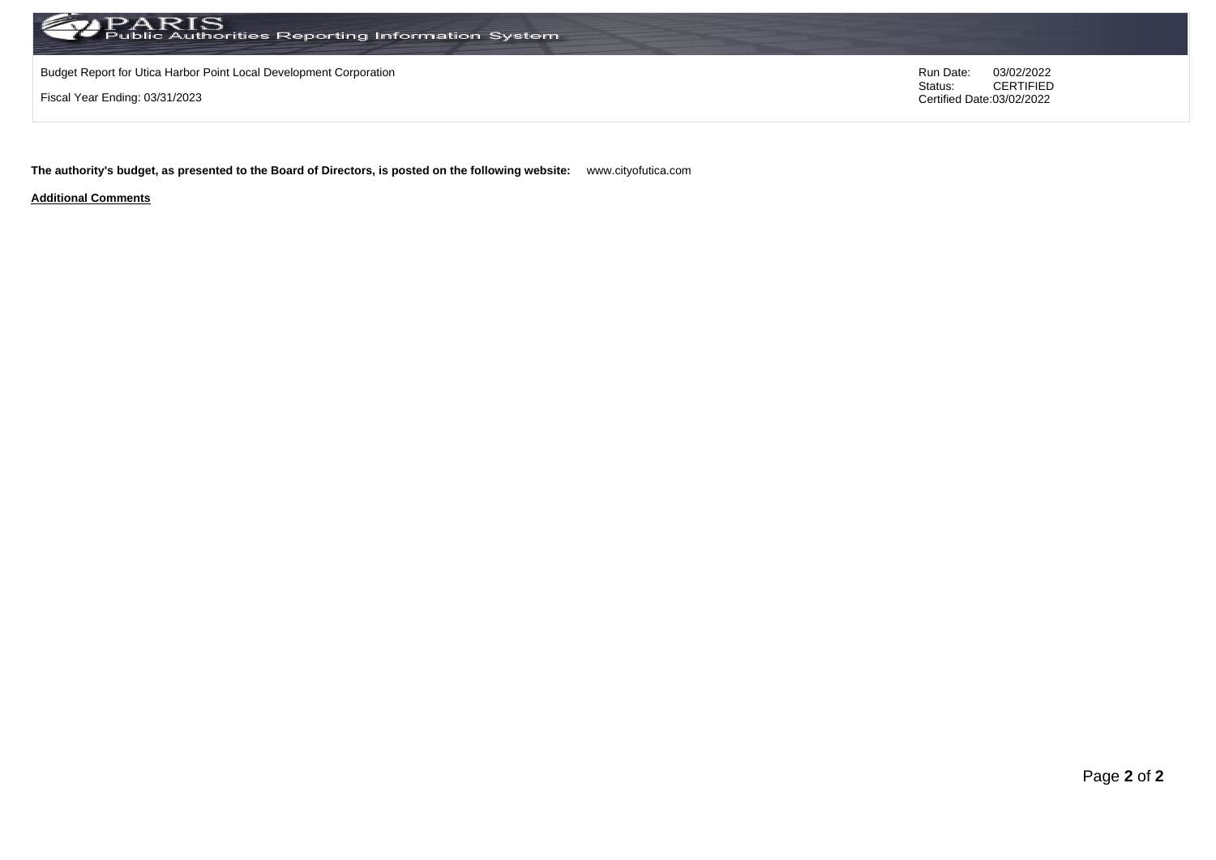Budget Report for Utica Harbor Point Local Development Corporation

Fiscal Year Ending: 03/31/2023

Run Date: 03/02/2022
Status: CERTIFIED
Certified Date:03/02/2022

**The authority's budget, as presented to the Board of Directors, is posted on the following website:** www.cityofutica.com

**Additional Comments**